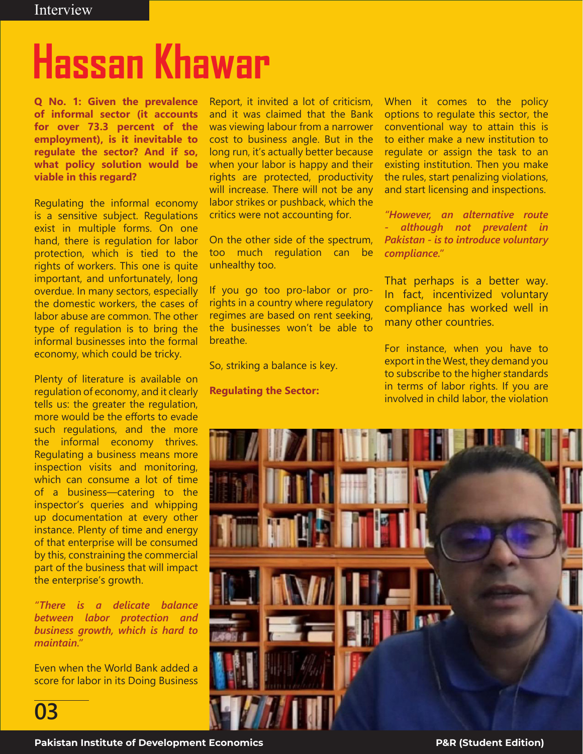# Hassan Khawar

**Q No. 1: Given the prevalence of informal sector (it accounts for over 73.3 percent of the employment), is it inevitable to regulate the sector? And if so, what policy solution would be viable in this regard?**

Regulating the informal economy is a sensitive subject. Regulations exist in multiple forms. On one hand, there is regulation for labor protection, which is tied to the rights of workers. This one is quite important, and unfortunately, long overdue. In many sectors, especially the domestic workers, the cases of labor abuse are common. The other type of regulation is to bring the informal businesses into the formal economy, which could be tricky.

Plenty of literature is available on regulation of economy, and it clearly tells us: the greater the regulation, more would be the efforts to evade such regulations, and the more the informal economy thrives. Regulating a business means more inspection visits and monitoring, which can consume a lot of time of a business—catering to the inspector's queries and whipping up documentation at every other instance. Plenty of time and energy of that enterprise will be consumed by this, constraining the commercial part of the business that will impact the enterprise's growth.

*"There is a delicate balance between labor protection and business growth, which is hard to maintain."*

Even when the World Bank added a score for labor in its Doing Business Report, it invited a lot of criticism, and it was claimed that the Bank was viewing labour from a narrower cost to business angle. But in the long run, it's actually better because when your labor is happy and their rights are protected, productivity will increase. There will not be any labor strikes or pushback, which the critics were not accounting for.

On the other side of the spectrum, too much regulation can be unhealthy too.

If you go too pro-labor or pro-rights in a country where regulatory regimes are based on rent seeking, the businesses won't be able to breathe.

So, striking a balance is key.

**Regulating the Sector:**

When it comes to the policy options to regulate this sector, the conventional way to attain this is to either make a new institution to regulate or assign the task to an existing institution. Then you make the rules, start penalizing violations, and start licensing and inspections.

*"However, an alternative route - although not prevalent in Pakistan - is to introduce voluntary compliance."*

That perhaps is a better way. In fact, incentivized voluntary compliance has worked well in many other countries.

For instance, when you have to export in the West, they demand you to subscribe to the higher standards in terms of labor rights. If you are involved in child labor, the violation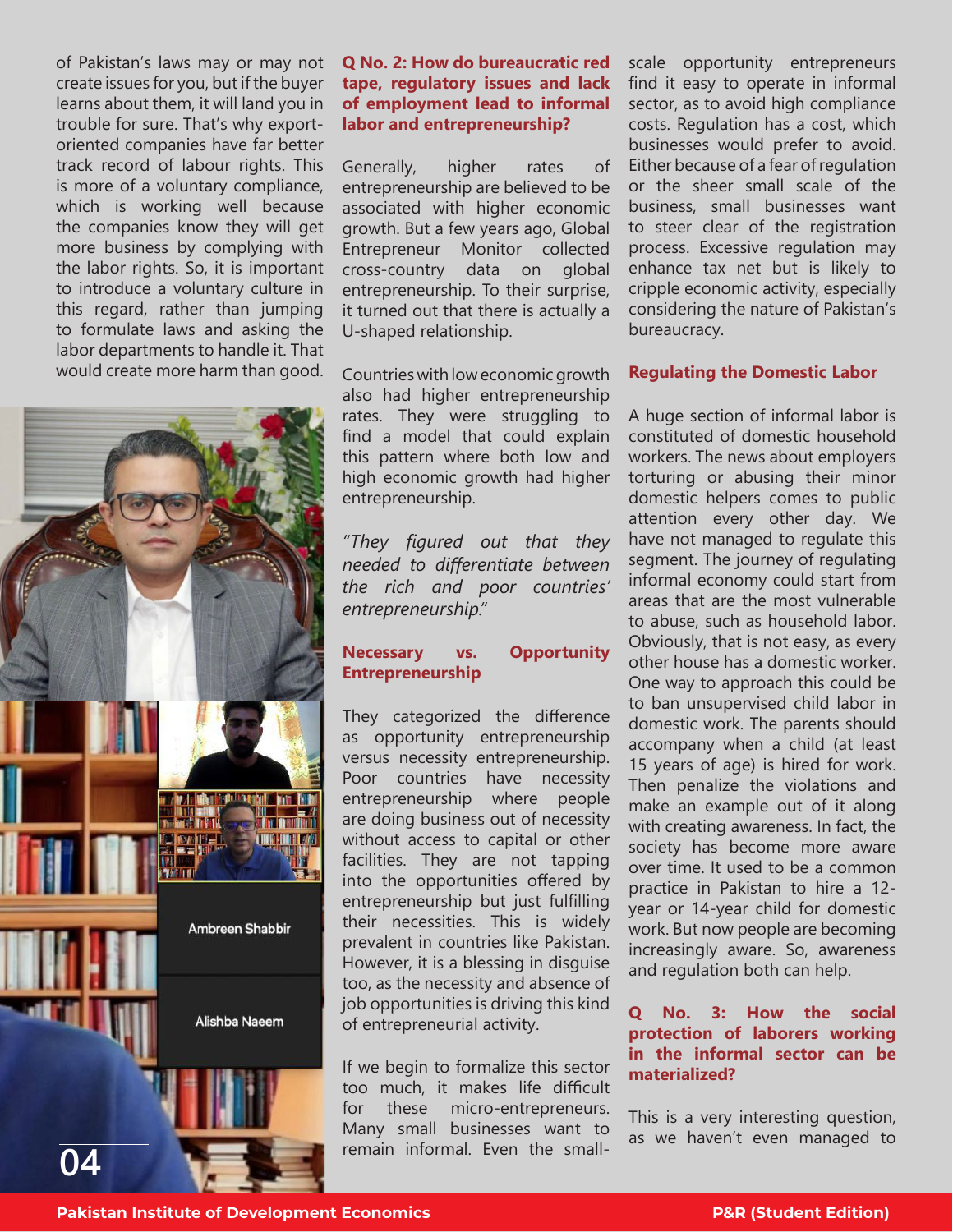of Pakistan's laws may or may not create issues for you, but if the buyer learns about them, it will land you in trouble for sure. That's why export-oriented companies have far better track record of labour rights. This is more of a voluntary compliance, which is working well because the companies know they will get more business by complying with the labor rights. So, it is important to introduce a voluntary culture in this regard, rather than jumping to formulate laws and asking the labor departments to handle it. That would create more harm than good.

Ambreen Shabbir

Alishba Naeem

### Q No. 2: How do bureaucratic red tape, regulatory issues and lack of employment lead to informal labor and entrepreneurship?

Generally, higher rates of entrepreneurship are believed to be associated with higher economic growth. But a few years ago, Global Entrepreneur Monitor collected cross-country data on global entrepreneurship. To their surprise, it turned out that there is actually a U-shaped relationship.

Countries with low economic growth also had higher entrepreneurship rates. They were struggling to find a model that could explain this pattern where both low and high economic growth had higher entrepreneurship.

*"They figured out that they needed to differentiate between the rich and poor countries' entrepreneurship."*

### Necessary vs. Opportunity Entrepreneurship

They categorized the difference as opportunity entrepreneurship versus necessity entrepreneurship. Poor countries have necessity entrepreneurship where people are doing business out of necessity without access to capital or other facilities. They are not tapping into the opportunities offered by entrepreneurship but just fulfilling their necessities. This is widely prevalent in countries like Pakistan. However, it is a blessing in disguise too, as the necessity and absence of job opportunities is driving this kind of entrepreneurial activity.

If we begin to formalize this sector too much, it makes life difficult for these micro-entrepreneurs. Many small businesses want to remain informal. Even the small-scale opportunity entrepreneurs find it easy to operate in informal sector, as to avoid high compliance costs. Regulation has a cost, which businesses would prefer to avoid. Either because of a fear of regulation or the sheer small scale of the business, small businesses want to steer clear of the registration process. Excessive regulation may enhance tax net but is likely to cripple economic activity, especially considering the nature of Pakistan's bureaucracy.

### Regulating the Domestic Labor

A huge section of informal labor is constituted of domestic household workers. The news about employers torturing or abusing their minor domestic helpers comes to public attention every other day. We have not managed to regulate this segment. The journey of regulating informal economy could start from areas that are the most vulnerable to abuse, such as household labor. Obviously, that is not easy, as every other house has a domestic worker. One way to approach this could be to ban unsupervised child labor in domestic work. The parents should accompany when a child (at least 15 years of age) is hired for work. Then penalize the violations and make an example out of it along with creating awareness. In fact, the society has become more aware over time. It used to be a common practice in Pakistan to hire a 12-year or 14-year child for domestic work. But now people are becoming increasingly aware. So, awareness and regulation both can help.

### Q No. 3: How the social protection of laborers working in the informal sector can be materialized?

This is a very interesting question, as we haven't even managed to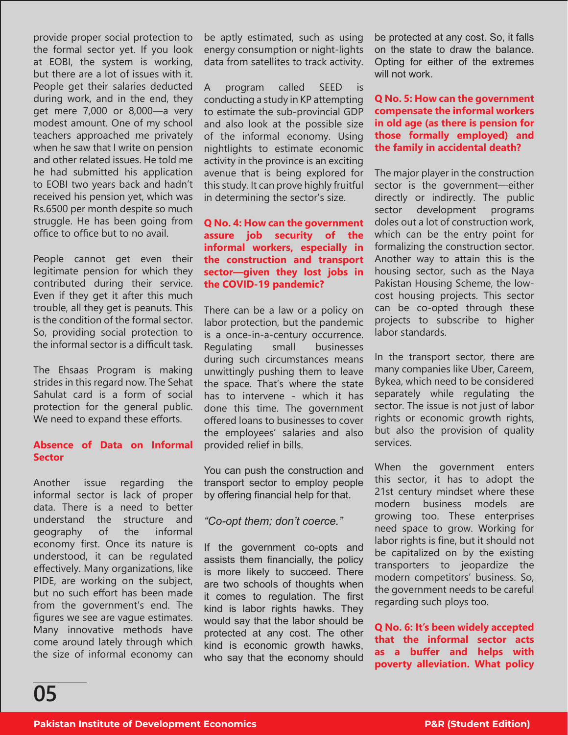provide proper social protection to the formal sector yet. If you look at EOBI, the system is working, but there are a lot of issues with it. People get their salaries deducted during work, and in the end, they get mere 7,000 or 8,000—a very modest amount. One of my school teachers approached me privately when he saw that I write on pension and other related issues. He told me he had submitted his application to EOBI two years back and hadn't received his pension yet, which was Rs.6500 per month despite so much struggle. He has been going from office to office but to no avail.

People cannot get even their legitimate pension for which they contributed during their service. Even if they get it after this much trouble, all they get is peanuts. This is the condition of the formal sector. So, providing social protection to the informal sector is a difficult task.

The Ehsaas Program is making strides in this regard now. The Sehat Sahulat card is a form of social protection for the general public. We need to expand these efforts.

## Absence of Data on Informal Sector

Another issue regarding the informal sector is lack of proper data. There is a need to better understand the structure and geography of the informal economy first. Once its nature is understood, it can be regulated effectively. Many organizations, like PIDE, are working on the subject, but no such effort has been made from the government's end. The figures we see are vague estimates. Many innovative methods have come around lately through which the size of informal economy can be aptly estimated, such as using energy consumption or night-lights data from satellites to track activity.

A program called SEED is conducting a study in KP attempting to estimate the sub-provincial GDP and also look at the possible size of the informal economy. Using nightlights to estimate economic activity in the province is an exciting avenue that is being explored for this study. It can prove highly fruitful in determining the sector's size.

**Q No. 4: How can the government assure job security of the informal workers, especially in the construction and transport sector—given they lost jobs in the COVID-19 pandemic?**

There can be a law or a policy on labor protection, but the pandemic is a once-in-a-century occurrence. Regulating small businesses during such circumstances means unwittingly pushing them to leave the space. That's where the state has to intervene - which it has done this time. The government offered loans to businesses to cover the employees' salaries and also provided relief in bills.

You can push the construction and transport sector to employ people by offering financial help for that.

*"Co-opt them; don't coerce."*

If the government co-opts and assists them financially, the policy is more likely to succeed. There are two schools of thoughts when it comes to regulation. The first kind is labor rights hawks. They would say that the labor should be protected at any cost. The other kind is economic growth hawks, who say that the economy should be protected at any cost. So, it falls on the state to draw the balance. Opting for either of the extremes will not work.

**Q No. 5: How can the government compensate the informal workers in old age (as there is pension for those formally employed) and the family in accidental death?**

The major player in the construction sector is the government—either directly or indirectly. The public sector development programs doles out a lot of construction work, which can be the entry point for formalizing the construction sector. Another way to attain this is the housing sector, such as the Naya Pakistan Housing Scheme, the low-cost housing projects. This sector can be co-opted through these projects to subscribe to higher labor standards.

In the transport sector, there are many companies like Uber, Careem, Bykea, which need to be considered separately while regulating the sector. The issue is not just of labor rights or economic growth rights, but also the provision of quality services.

When the government enters this sector, it has to adopt the 21st century mindset where these modern business models are growing too. These enterprises need space to grow. Working for labor rights is fine, but it should not be capitalized on by the existing transporters to jeopardize the modern competitors' business. So, the government needs to be careful regarding such ploys too.

**Q No. 6: It's been widely accepted that the informal sector acts as a buffer and helps with poverty alleviation. What policy**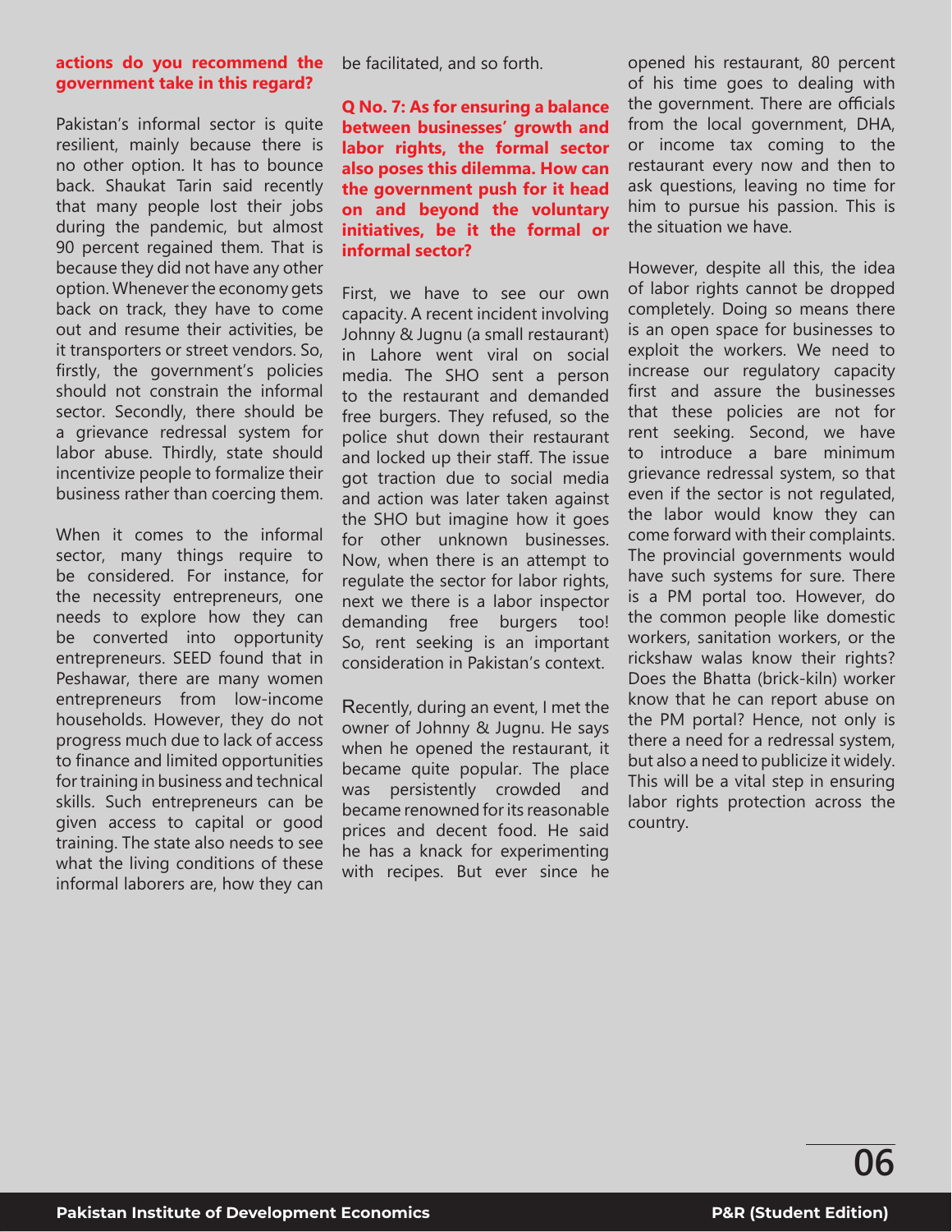**actions do you recommend the government take in this regard?**

Pakistan's informal sector is quite resilient, mainly because there is no other option. It has to bounce back. Shaukat Tarin said recently that many people lost their jobs during the pandemic, but almost 90 percent regained them. That is because they did not have any other option. Whenever the economy gets back on track, they have to come out and resume their activities, be it transporters or street vendors. So, firstly, the government's policies should not constrain the informal sector. Secondly, there should be a grievance redressal system for labor abuse. Thirdly, state should incentivize people to formalize their business rather than coercing them.

When it comes to the informal sector, many things require to be considered. For instance, for the necessity entrepreneurs, one needs to explore how they can be converted into opportunity entrepreneurs. SEED found that in Peshawar, there are many women entrepreneurs from low-income households. However, they do not progress much due to lack of access to finance and limited opportunities for training in business and technical skills. Such entrepreneurs can be given access to capital or good training. The state also needs to see what the living conditions of these informal laborers are, how they can be facilitated, and so forth.

**Q No. 7: As for ensuring a balance between businesses' growth and labor rights, the formal sector also poses this dilemma. How can the government push for it head on and beyond the voluntary initiatives, be it the formal or informal sector?**

First, we have to see our own capacity. A recent incident involving Johnny & Jugnu (a small restaurant) in Lahore went viral on social media. The SHO sent a person to the restaurant and demanded free burgers. They refused, so the police shut down their restaurant and locked up their staff. The issue got traction due to social media and action was later taken against the SHO but imagine how it goes for other unknown businesses. Now, when there is an attempt to regulate the sector for labor rights, next we there is a labor inspector demanding free burgers too! So, rent seeking is an important consideration in Pakistan's context.

Recently, during an event, I met the owner of Johnny & Jugnu. He says when he opened the restaurant, it became quite popular. The place was persistently crowded and became renowned for its reasonable prices and decent food. He said he has a knack for experimenting with recipes. But ever since he opened his restaurant, 80 percent of his time goes to dealing with the government. There are officials from the local government, DHA, or income tax coming to the restaurant every now and then to ask questions, leaving no time for him to pursue his passion. This is the situation we have.

However, despite all this, the idea of labor rights cannot be dropped completely. Doing so means there is an open space for businesses to exploit the workers. We need to increase our regulatory capacity first and assure the businesses that these policies are not for rent seeking. Second, we have to introduce a bare minimum grievance redressal system, so that even if the sector is not regulated, the labor would know they can come forward with their complaints. The provincial governments would have such systems for sure. There is a PM portal too. However, do the common people like domestic workers, sanitation workers, or the rickshaw walas know their rights? Does the Bhatta (brick-kiln) worker know that he can report abuse on the PM portal? Hence, not only is there a need for a redressal system, but also a need to publicize it widely. This will be a vital step in ensuring labor rights protection across the country.